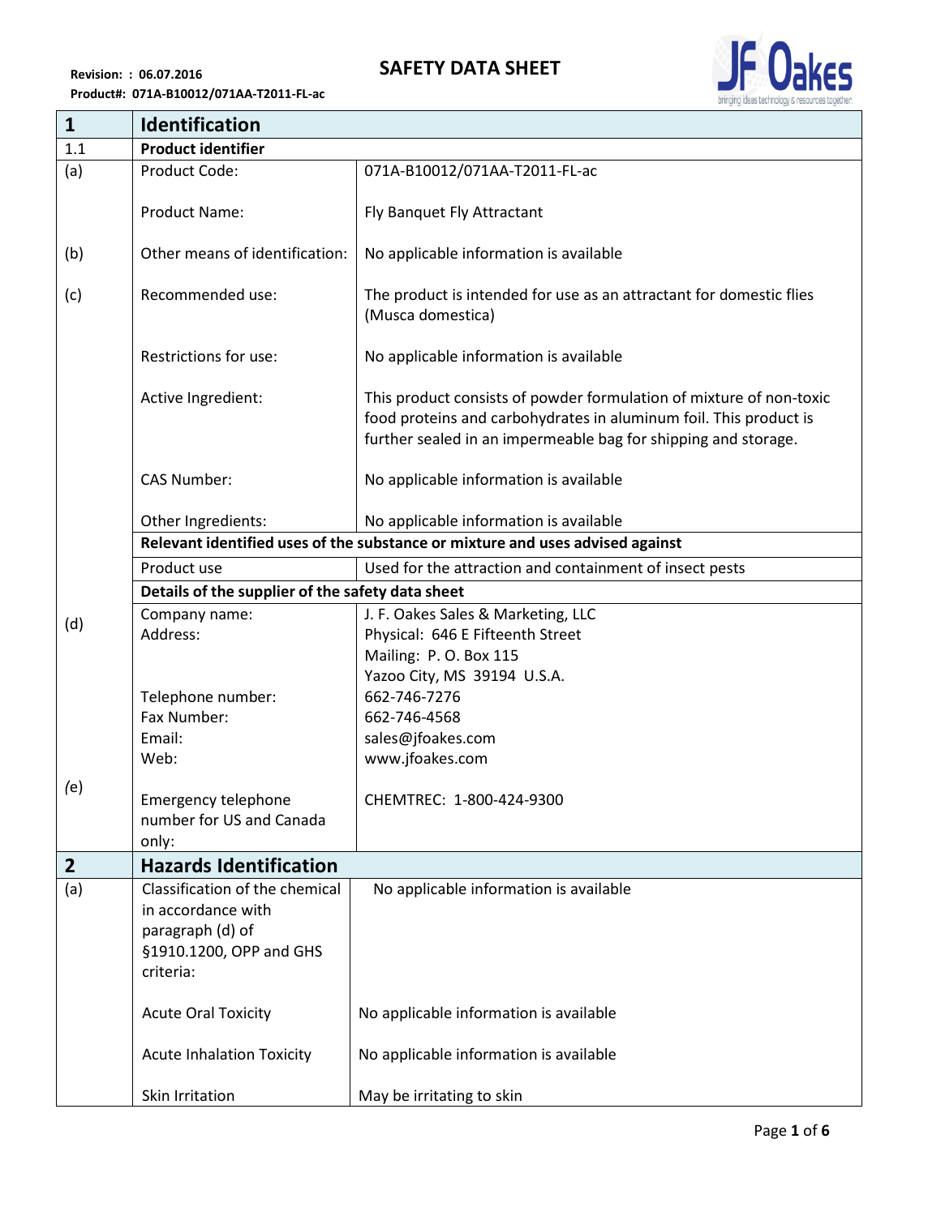Revision: : 06.07.2016

Product#: 071A-B10012/071AA-T2011-FL-ac

# SAFETY DATA SHEET

| 1 | Identification | |
|---|---|---|
| 1.1 | **Product identifier** | |
| (a) | Product Code: | 071A-B10012/071AA-T2011-FL-ac |
| | Product Name: | Fly Banquet Fly Attractant |
| (b) | Other means of identification: | No applicable information is available |
| (c) | Recommended use: | The product is intended for use as an attractant for domestic flies (Musca domestica) |
| | Restrictions for use: | No applicable information is available |
| | Active Ingredient: | This product consists of powder formulation of mixture of non-toxic food proteins and carbohydrates in aluminum foil. This product is further sealed in an impermeable bag for shipping and storage. |
| | CAS Number: | No applicable information is available |
| | Other Ingredients: | No applicable information is available |
| | **Relevant identified uses of the substance or mixture and uses advised against** | |
| | Product use | Used for the attraction and containment of insect pests |
| | **Details of the supplier of the safety data sheet** | |
| (d) | Company name: | J. F. Oakes Sales & Marketing, LLC |
| | Address: | Physical: 646 E Fifteenth Street<br>Mailing: P. O. Box 115<br>Yazoo City, MS 39194 U.S.A. |
| | Telephone number: | 662-746-7276 |
| | Fax Number: | 662-746-4568 |
| | Email: | sales@jfoakes.com |
| | Web: | www.jfoakes.com |
| (e) | Emergency telephone number for US and Canada only: | CHEMTREC: 1-800-424-9300 |

| 2 | Hazards Identification | |
|---|---|---|
| (a) | Classification of the chemical in accordance with paragraph (d) of §1910.1200, OPP and GHS criteria: | No applicable information is available |
| | Acute Oral Toxicity | No applicable information is available |
| | Acute Inhalation Toxicity | No applicable information is available |
| | Skin Irritation | May be irritating to skin |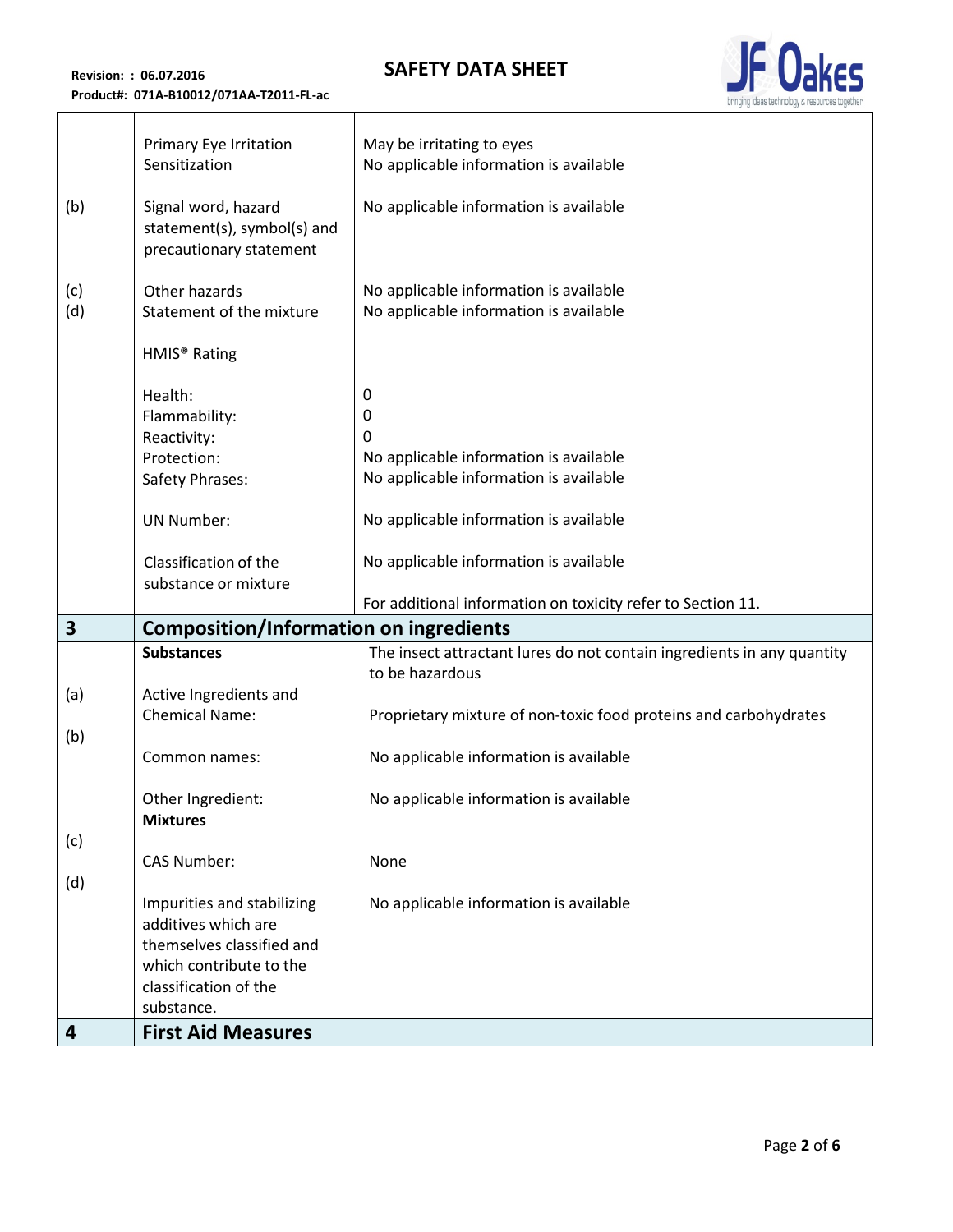| | | |
|---|---|---|
| | Primary Eye Irritation<br>Sensitization | May be irritating to eyes<br>No applicable information is available |
| (b) | Signal word, hazard statement(s), symbol(s) and precautionary statement | No applicable information is available |
| (c)<br>(d) | Other hazards<br>Statement of the mixture | No applicable information is available<br>No applicable information is available |
| | HMIS® Rating | |
| | Health:<br>Flammability:<br>Reactivity:<br>Protection:<br>Safety Phrases: | 0<br>0<br>0<br>No applicable information is available<br>No applicable information is available |
| | UN Number: | No applicable information is available |
| | Classification of the substance or mixture | No applicable information is available<br><br>For additional information on toxicity refer to Section 11. |
| **3** | **Composition/Information on ingredients** | |
| | **Substances** | The insect attractant lures do not contain ingredients in any quantity to be hazardous |
| (a) | Active Ingredients and Chemical Name: | Proprietary mixture of non-toxic food proteins and carbohydrates |
| (b) | Common names: | No applicable information is available |
| | Other Ingredient:<br>**Mixtures** | No applicable information is available |
| (c) | CAS Number: | None |
| (d) | Impurities and stabilizing additives which are themselves classified and which contribute to the classification of the substance. | No applicable information is available |
| **4** | **First Aid Measures** | |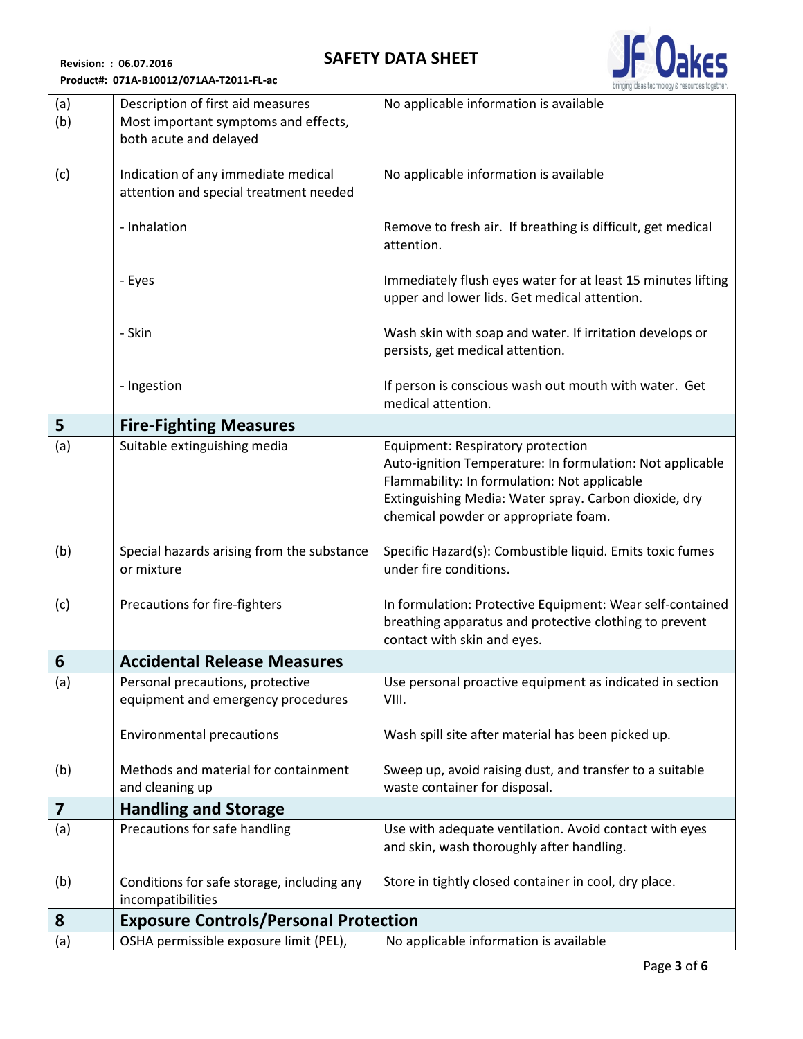| | | |
|---|---|---|
| (a)<br>(b) | Description of first aid measures<br>Most important symptoms and effects, both acute and delayed | No applicable information is available |
| (c) | Indication of any immediate medical attention and special treatment needed | No applicable information is available |
| | - Inhalation | Remove to fresh air. If breathing is difficult, get medical attention. |
| | - Eyes | Immediately flush eyes water for at least 15 minutes lifting upper and lower lids. Get medical attention. |
| | - Skin | Wash skin with soap and water. If irritation develops or persists, get medical attention. |
| | - Ingestion | If person is conscious wash out mouth with water. Get medical attention. |
| **5** | **Fire-Fighting Measures** | |
| (a) | Suitable extinguishing media | Equipment: Respiratory protection<br>Auto-ignition Temperature: In formulation: Not applicable<br>Flammability: In formulation: Not applicable<br>Extinguishing Media: Water spray. Carbon dioxide, dry chemical powder or appropriate foam. |
| (b) | Special hazards arising from the substance or mixture | Specific Hazard(s): Combustible liquid. Emits toxic fumes under fire conditions. |
| (c) | Precautions for fire-fighters | In formulation: Protective Equipment: Wear self-contained breathing apparatus and protective clothing to prevent contact with skin and eyes. |
| **6** | **Accidental Release Measures** | |
| (a) | Personal precautions, protective equipment and emergency procedures | Use personal proactive equipment as indicated in section VIII. |
| | Environmental precautions | Wash spill site after material has been picked up. |
| (b) | Methods and material for containment and cleaning up | Sweep up, avoid raising dust, and transfer to a suitable waste container for disposal. |
| **7** | **Handling and Storage** | |
| (a) | Precautions for safe handling | Use with adequate ventilation. Avoid contact with eyes and skin, wash thoroughly after handling. |
| (b) | Conditions for safe storage, including any incompatibilities | Store in tightly closed container in cool, dry place. |
| **8** | **Exposure Controls/Personal Protection** | |
| (a) | OSHA permissible exposure limit (PEL), | No applicable information is available |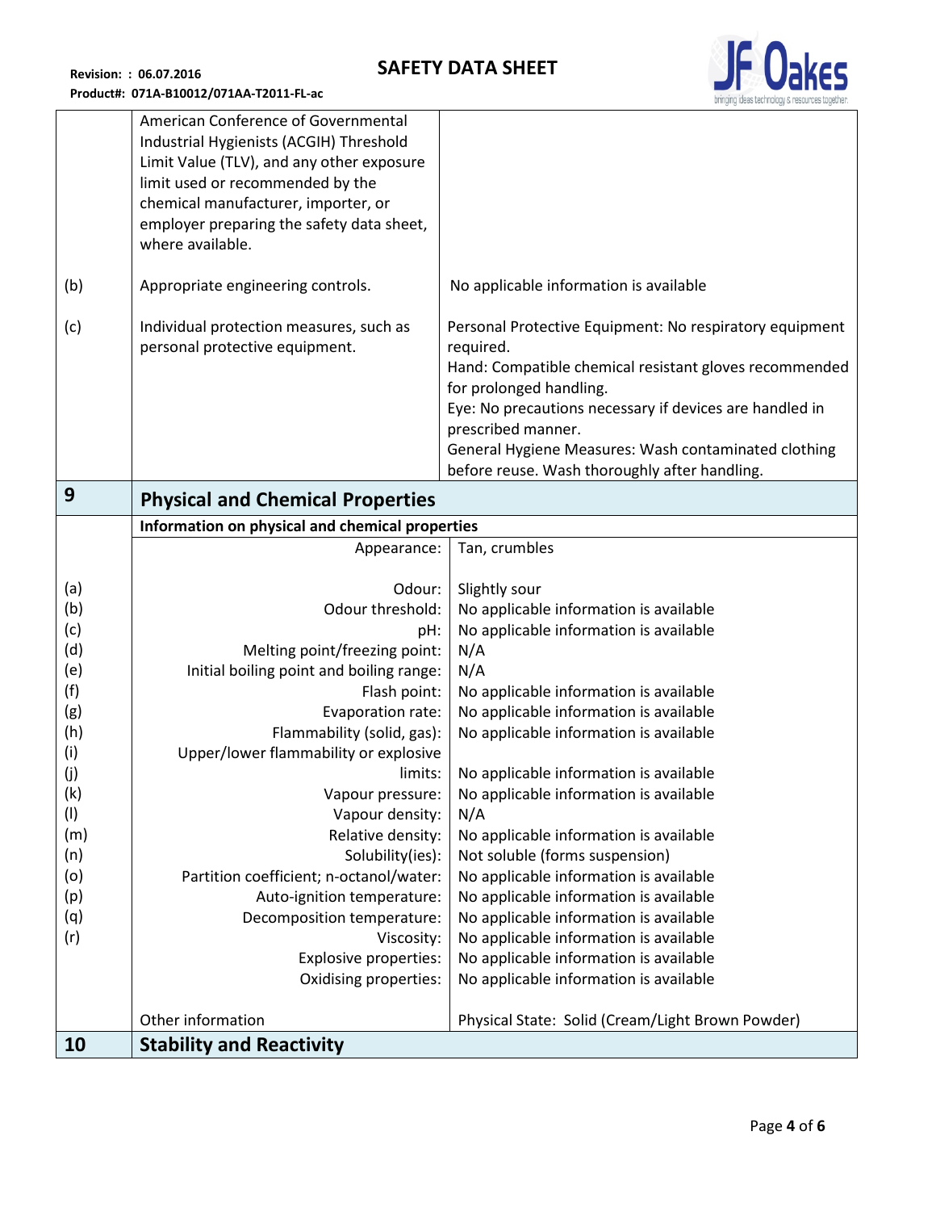| | | |
|---|---|---|
| | American Conference of Governmental Industrial Hygienists (ACGIH) Threshold Limit Value (TLV), and any other exposure limit used or recommended by the chemical manufacturer, importer, or employer preparing the safety data sheet, where available. | |
| (b) | Appropriate engineering controls. | No applicable information is available |
| (c) | Individual protection measures, such as personal protective equipment. | Personal Protective Equipment: No respiratory equipment required.<br>Hand: Compatible chemical resistant gloves recommended for prolonged handling.<br>Eye: No precautions necessary if devices are handled in prescribed manner.<br>General Hygiene Measures: Wash contaminated clothing before reuse. Wash thoroughly after handling. |

## 9 Physical and Chemical Properties

**Information on physical and chemical properties**

| | Property | Value |
|---|---|---|
| | Appearance: | Tan, crumbles |
| (a) | Odour: | Slightly sour |
| (b) | Odour threshold: | No applicable information is available |
| (c) | pH: | No applicable information is available |
| (d) | Melting point/freezing point: | N/A |
| (e) | Initial boiling point and boiling range: | N/A |
| (f) | Flash point: | No applicable information is available |
| (g) | Evaporation rate: | No applicable information is available |
| (h) | Flammability (solid, gas): | No applicable information is available |
| (i) | Upper/lower flammability or explosive limits: | No applicable information is available |
| (j) | Vapour pressure: | No applicable information is available |
| (k) | Vapour density: | N/A |
| (l) | Relative density: | No applicable information is available |
| (m) | Solubility(ies): | Not soluble (forms suspension) |
| (n) | Partition coefficient; n-octanol/water: | No applicable information is available |
| (o) | Auto-ignition temperature: | No applicable information is available |
| (p) | Decomposition temperature: | No applicable information is available |
| (q) | Viscosity: | No applicable information is available |
| (r) | Explosive properties: | No applicable information is available |
| | Oxidising properties: | No applicable information is available |
| | Other information | Physical State: Solid (Cream/Light Brown Powder) |

## 10 Stability and Reactivity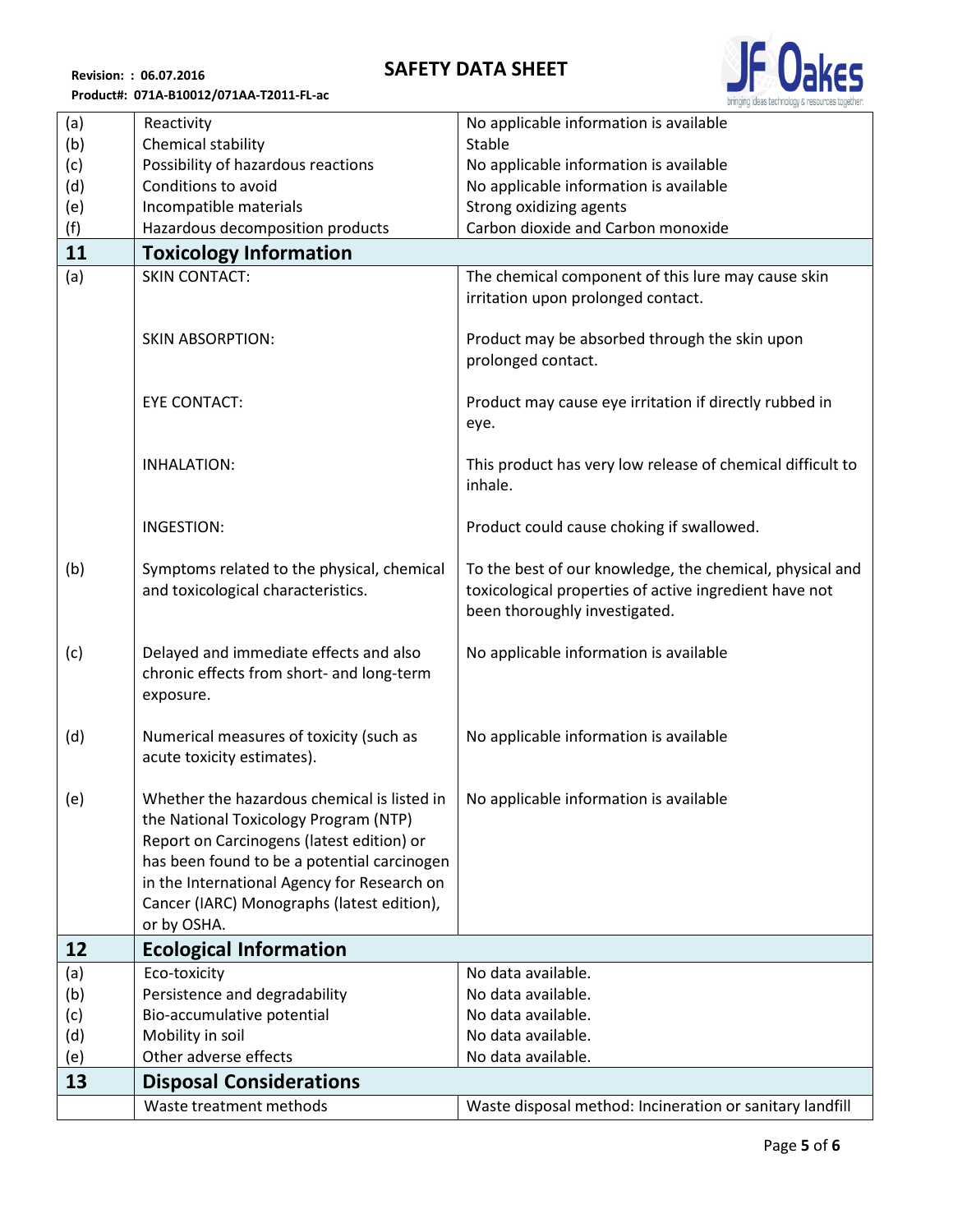| | | |
|---|---|---|
| (a) | Reactivity | No applicable information is available |
| (b) | Chemical stability | Stable |
| (c) | Possibility of hazardous reactions | No applicable information is available |
| (d) | Conditions to avoid | No applicable information is available |
| (e) | Incompatible materials | Strong oxidizing agents |
| (f) | Hazardous decomposition products | Carbon dioxide and Carbon monoxide |
| **11** | **Toxicology Information** | |
| (a) | SKIN CONTACT: | The chemical component of this lure may cause skin irritation upon prolonged contact. |
| | SKIN ABSORPTION: | Product may be absorbed through the skin upon prolonged contact. |
| | EYE CONTACT: | Product may cause eye irritation if directly rubbed in eye. |
| | INHALATION: | This product has very low release of chemical difficult to inhale. |
| | INGESTION: | Product could cause choking if swallowed. |
| (b) | Symptoms related to the physical, chemical and toxicological characteristics. | To the best of our knowledge, the chemical, physical and toxicological properties of active ingredient have not been thoroughly investigated. |
| (c) | Delayed and immediate effects and also chronic effects from short- and long-term exposure. | No applicable information is available |
| (d) | Numerical measures of toxicity (such as acute toxicity estimates). | No applicable information is available |
| (e) | Whether the hazardous chemical is listed in the National Toxicology Program (NTP) Report on Carcinogens (latest edition) or has been found to be a potential carcinogen in the International Agency for Research on Cancer (IARC) Monographs (latest edition), or by OSHA. | No applicable information is available |
| **12** | **Ecological Information** | |
| (a) | Eco-toxicity | No data available. |
| (b) | Persistence and degradability | No data available. |
| (c) | Bio-accumulative potential | No data available. |
| (d) | Mobility in soil | No data available. |
| (e) | Other adverse effects | No data available. |
| **13** | **Disposal Considerations** | |
| | Waste treatment methods | Waste disposal method: Incineration or sanitary landfill |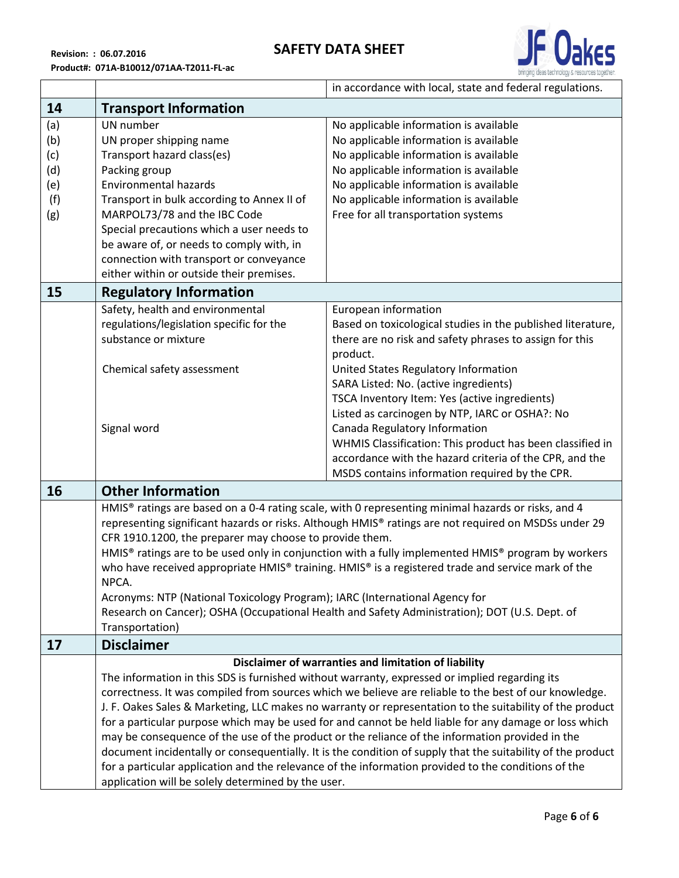| | | |
|---|---|---|
| | | in accordance with local, state and federal regulations. |
| **14** | **Transport Information** | |
| (a) | UN number | No applicable information is available |
| (b) | UN proper shipping name | No applicable information is available |
| (c) | Transport hazard class(es) | No applicable information is available |
| (d) | Packing group | No applicable information is available |
| (e) | Environmental hazards | No applicable information is available |
| (f) | Transport in bulk according to Annex II of MARPOL73/78 and the IBC Code | No applicable information is available |
| (g) | Special precautions which a user needs to be aware of, or needs to comply with, in connection with transport or conveyance either within or outside their premises. | Free for all transportation systems |
| **15** | **Regulatory Information** | |
| | Safety, health and environmental regulations/legislation specific for the substance or mixture | European information<br>Based on toxicological studies in the published literature, there are no risk and safety phrases to assign for this product. |
| | Chemical safety assessment | United States Regulatory Information<br>SARA Listed: No. (active ingredients)<br>TSCA Inventory Item: Yes (active ingredients)<br>Listed as carcinogen by NTP, IARC or OSHA?: No |
| | Signal word | Canada Regulatory Information<br>WHMIS Classification: This product has been classified in accordance with the hazard criteria of the CPR, and the MSDS contains information required by the CPR. |

## 16 Other Information

HMIS® ratings are based on a 0-4 rating scale, with 0 representing minimal hazards or risks, and 4 representing significant hazards or risks. Although HMIS® ratings are not required on MSDSs under 29 CFR 1910.1200, the preparer may choose to provide them.

HMIS® ratings are to be used only in conjunction with a fully implemented HMIS® program by workers who have received appropriate HMIS® training. HMIS® is a registered trade and service mark of the NPCA.

Acronyms: NTP (National Toxicology Program); IARC (International Agency for Research on Cancer); OSHA (Occupational Health and Safety Administration); DOT (U.S. Dept. of Transportation)

## 17 Disclaimer

**Disclaimer of warranties and limitation of liability**

The information in this SDS is furnished without warranty, expressed or implied regarding its correctness. It was compiled from sources which we believe are reliable to the best of our knowledge. J. F. Oakes Sales & Marketing, LLC makes no warranty or representation to the suitability of the product for a particular purpose which may be used for and cannot be held liable for any damage or loss which may be consequence of the use of the product or the reliance of the information provided in the document incidentally or consequentially. It is the condition of supply that the suitability of the product for a particular application and the relevance of the information provided to the conditions of the application will be solely determined by the user.